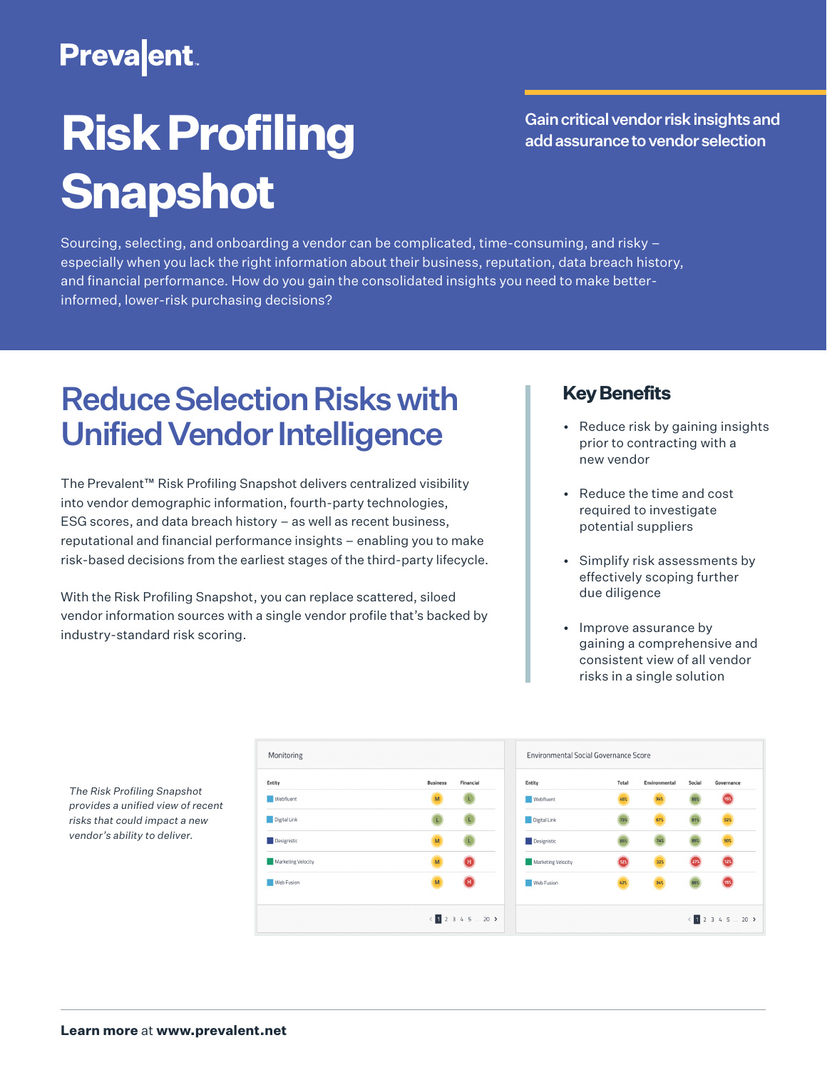Prevalent™

# Risk Profiling Snapshot

**Gain critical vendor risk insights and add assurance to vendor selection**

Sourcing, selecting, and onboarding a vendor can be complicated, time-consuming, and risky – especially when you lack the right information about their business, reputation, data breach history, and financial performance. How do you gain the consolidated insights you need to make better-informed, lower-risk purchasing decisions?

## Reduce Selection Risks with Unified Vendor Intelligence

The Prevalent™ Risk Profiling Snapshot delivers centralized visibility into vendor demographic information, fourth-party technologies, ESG scores, and data breach history – as well as recent business, reputational and financial performance insights – enabling you to make risk-based decisions from the earliest stages of the third-party lifecycle.

With the Risk Profiling Snapshot, you can replace scattered, siloed vendor information sources with a single vendor profile that's backed by industry-standard risk scoring.

### Key Benefits

- Reduce risk by gaining insights prior to contracting with a new vendor
- Reduce the time and cost required to investigate potential suppliers
- Simplify risk assessments by effectively scoping further due diligence
- Improve assurance by gaining a comprehensive and consistent view of all vendor risks in a single solution

**Monitoring**

| Entity | Business | Financial |
|---|---|---|
| Webfluent | M | L |
| Digital Link | L | L |
| Designistic | M | L |
| Marketing Velocity | M | H |
| Web Fusion | M | H |

**Environmental Social Governance Score**

| Entity | Total | Environmental | Social | Governance |
|---|---|---|---|---|
| Webfluent | 45% | 34% | 85% | 15% |
| Digital Link | 75% | 67% | 81% | 52% |
| Designistic | 85% | 74% | 85% | 50% |
| Marketing Velocity | 12% | 32% | 27% | 12% |
| Web Fusion | 42% | 34% | 86% | 19% |

*The Risk Profiling Snapshot provides a unified view of recent risks that could impact a new vendor's ability to deliver.*

**Learn more** at **www.prevalent.net**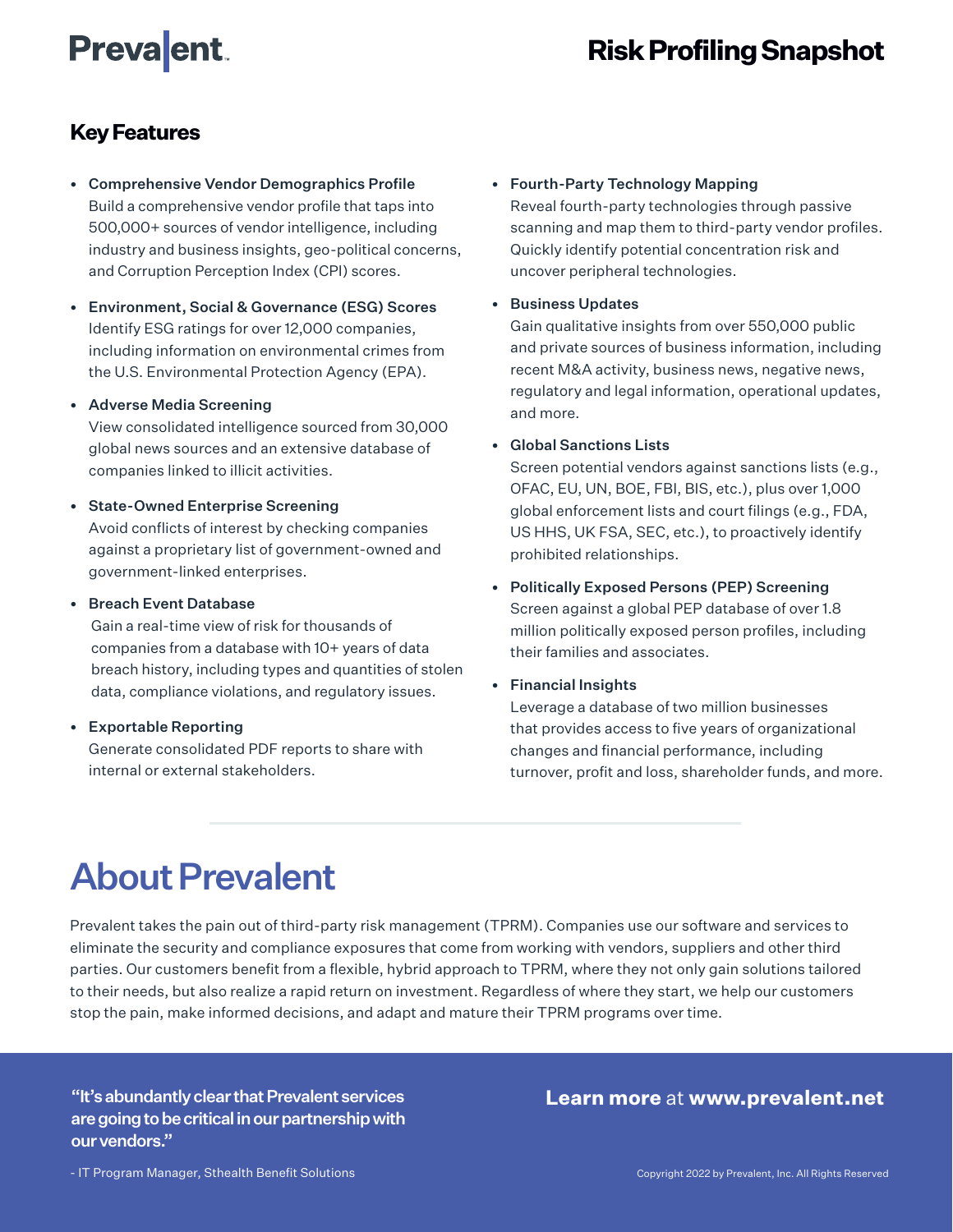Prevalent.

# Risk Profiling Snapshot

## Key Features

- **Comprehensive Vendor Demographics Profile**
  Build a comprehensive vendor profile that taps into 500,000+ sources of vendor intelligence, including industry and business insights, geo-political concerns, and Corruption Perception Index (CPI) scores.
- **Environment, Social & Governance (ESG) Scores**
  Identify ESG ratings for over 12,000 companies, including information on environmental crimes from the U.S. Environmental Protection Agency (EPA).
- **Adverse Media Screening**
  View consolidated intelligence sourced from 30,000 global news sources and an extensive database of companies linked to illicit activities.
- **State-Owned Enterprise Screening**
  Avoid conflicts of interest by checking companies against a proprietary list of government-owned and government-linked enterprises.
- **Breach Event Database**
  Gain a real-time view of risk for thousands of companies from a database with 10+ years of data breach history, including types and quantities of stolen data, compliance violations, and regulatory issues.
- **Exportable Reporting**
  Generate consolidated PDF reports to share with internal or external stakeholders.
- **Fourth-Party Technology Mapping**
  Reveal fourth-party technologies through passive scanning and map them to third-party vendor profiles. Quickly identify potential concentration risk and uncover peripheral technologies.
- **Business Updates**
  Gain qualitative insights from over 550,000 public and private sources of business information, including recent M&A activity, business news, negative news, regulatory and legal information, operational updates, and more.
- **Global Sanctions Lists**
  Screen potential vendors against sanctions lists (e.g., OFAC, EU, UN, BOE, FBI, BIS, etc.), plus over 1,000 global enforcement lists and court filings (e.g., FDA, US HHS, UK FSA, SEC, etc.), to proactively identify prohibited relationships.
- **Politically Exposed Persons (PEP) Screening**
  Screen against a global PEP database of over 1.8 million politically exposed person profiles, including their families and associates.
- **Financial Insights**
  Leverage a database of two million businesses that provides access to five years of organizational changes and financial performance, including turnover, profit and loss, shareholder funds, and more.

# About Prevalent

Prevalent takes the pain out of third-party risk management (TPRM). Companies use our software and services to eliminate the security and compliance exposures that come from working with vendors, suppliers and other third parties. Our customers benefit from a flexible, hybrid approach to TPRM, where they not only gain solutions tailored to their needs, but also realize a rapid return on investment. Regardless of where they start, we help our customers stop the pain, make informed decisions, and adapt and mature their TPRM programs over time.

**"It's abundantly clear that Prevalent services are going to be critical in our partnership with our vendors."**

- IT Program Manager, Sthealth Benefit Solutions

**Learn more** at **www.prevalent.net**

Copyright 2022 by Prevalent, Inc. All Rights Reserved